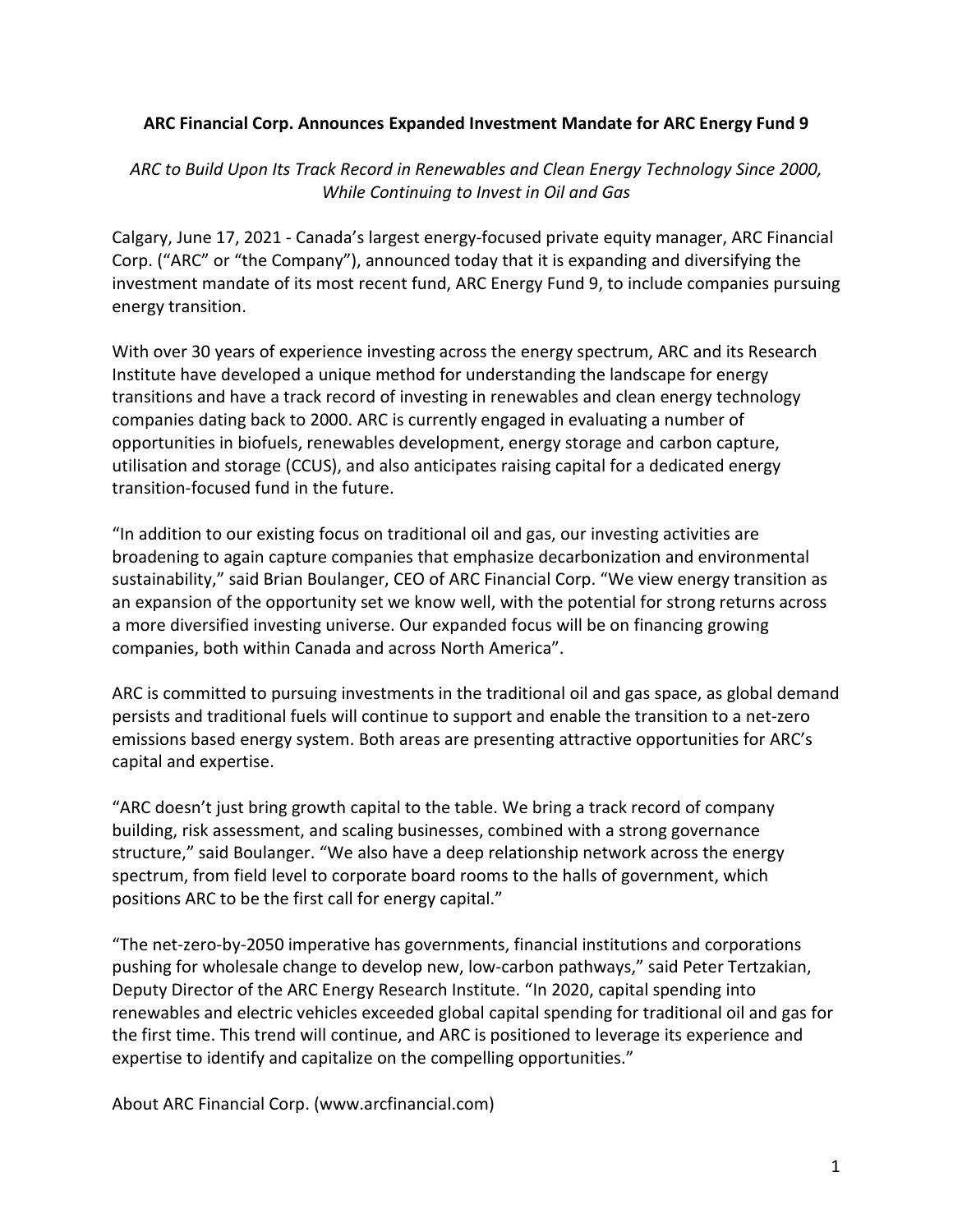**ARC Financial Corp. Announces Expanded Investment Mandate for ARC Energy Fund 9**

*ARC to Build Upon Its Track Record in Renewables and Clean Energy Technology Since 2000, While Continuing to Invest in Oil and Gas*

Calgary, June 17, 2021 - Canada's largest energy-focused private equity manager, ARC Financial Corp. ("ARC" or "the Company"), announced today that it is expanding and diversifying the investment mandate of its most recent fund, ARC Energy Fund 9, to include companies pursuing energy transition.

With over 30 years of experience investing across the energy spectrum, ARC and its Research Institute have developed a unique method for understanding the landscape for energy transitions and have a track record of investing in renewables and clean energy technology companies dating back to 2000. ARC is currently engaged in evaluating a number of opportunities in biofuels, renewables development, energy storage and carbon capture, utilisation and storage (CCUS), and also anticipates raising capital for a dedicated energy transition-focused fund in the future.

"In addition to our existing focus on traditional oil and gas, our investing activities are broadening to again capture companies that emphasize decarbonization and environmental sustainability," said Brian Boulanger, CEO of ARC Financial Corp. "We view energy transition as an expansion of the opportunity set we know well, with the potential for strong returns across a more diversified investing universe. Our expanded focus will be on financing growing companies, both within Canada and across North America".

ARC is committed to pursuing investments in the traditional oil and gas space, as global demand persists and traditional fuels will continue to support and enable the transition to a net-zero emissions based energy system. Both areas are presenting attractive opportunities for ARC's capital and expertise.

"ARC doesn't just bring growth capital to the table. We bring a track record of company building, risk assessment, and scaling businesses, combined with a strong governance structure," said Boulanger. "We also have a deep relationship network across the energy spectrum, from field level to corporate board rooms to the halls of government, which positions ARC to be the first call for energy capital."

"The net-zero-by-2050 imperative has governments, financial institutions and corporations pushing for wholesale change to develop new, low-carbon pathways," said Peter Tertzakian, Deputy Director of the ARC Energy Research Institute. "In 2020, capital spending into renewables and electric vehicles exceeded global capital spending for traditional oil and gas for the first time. This trend will continue, and ARC is positioned to leverage its experience and expertise to identify and capitalize on the compelling opportunities."

About ARC Financial Corp. (www.arcfinancial.com)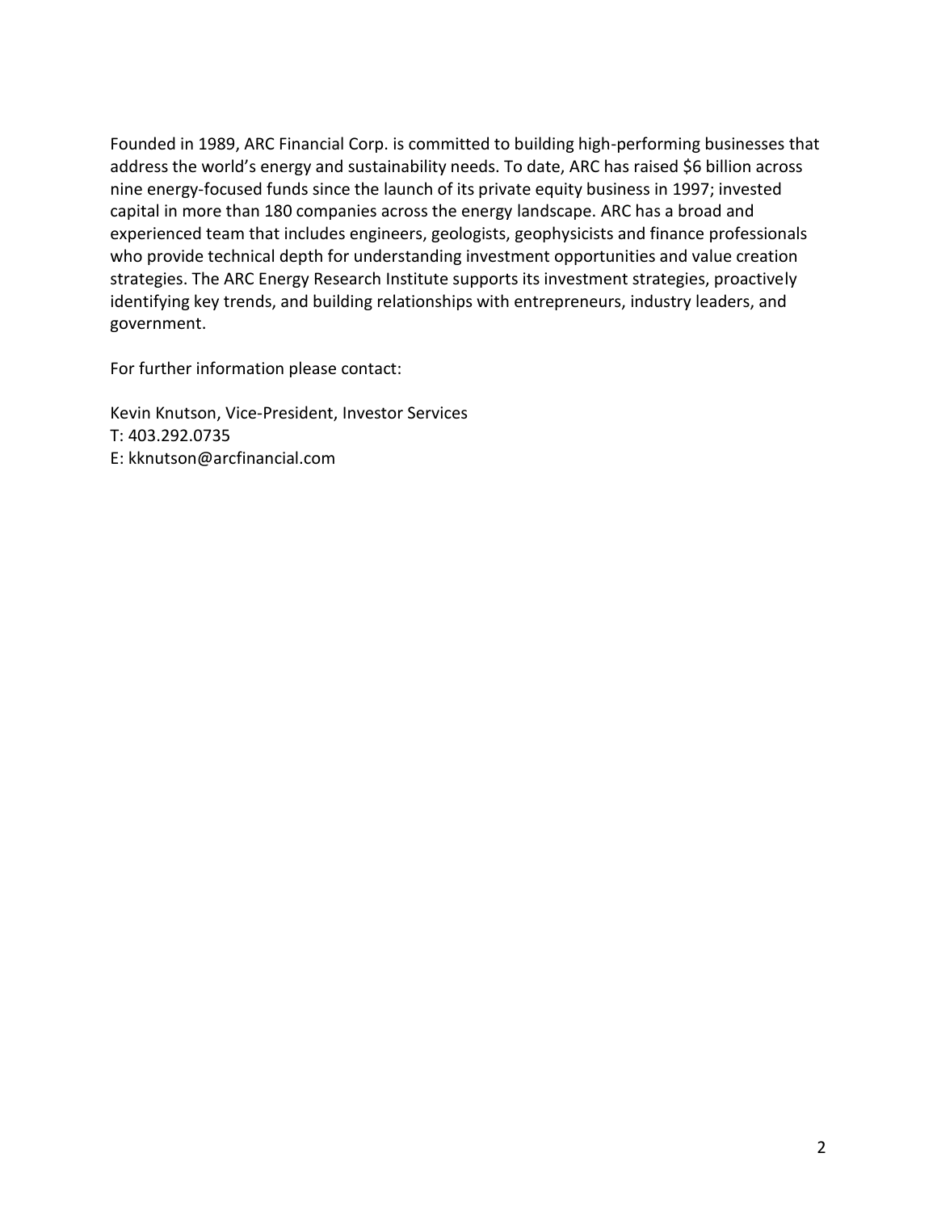Founded in 1989, ARC Financial Corp. is committed to building high-performing businesses that address the world's energy and sustainability needs. To date, ARC has raised $6 billion across nine energy-focused funds since the launch of its private equity business in 1997; invested capital in more than 180 companies across the energy landscape. ARC has a broad and experienced team that includes engineers, geologists, geophysicists and finance professionals who provide technical depth for understanding investment opportunities and value creation strategies. The ARC Energy Research Institute supports its investment strategies, proactively identifying key trends, and building relationships with entrepreneurs, industry leaders, and government.

For further information please contact:

Kevin Knutson, Vice-President, Investor Services
T: 403.292.0735
E: kknutson@arcfinancial.com